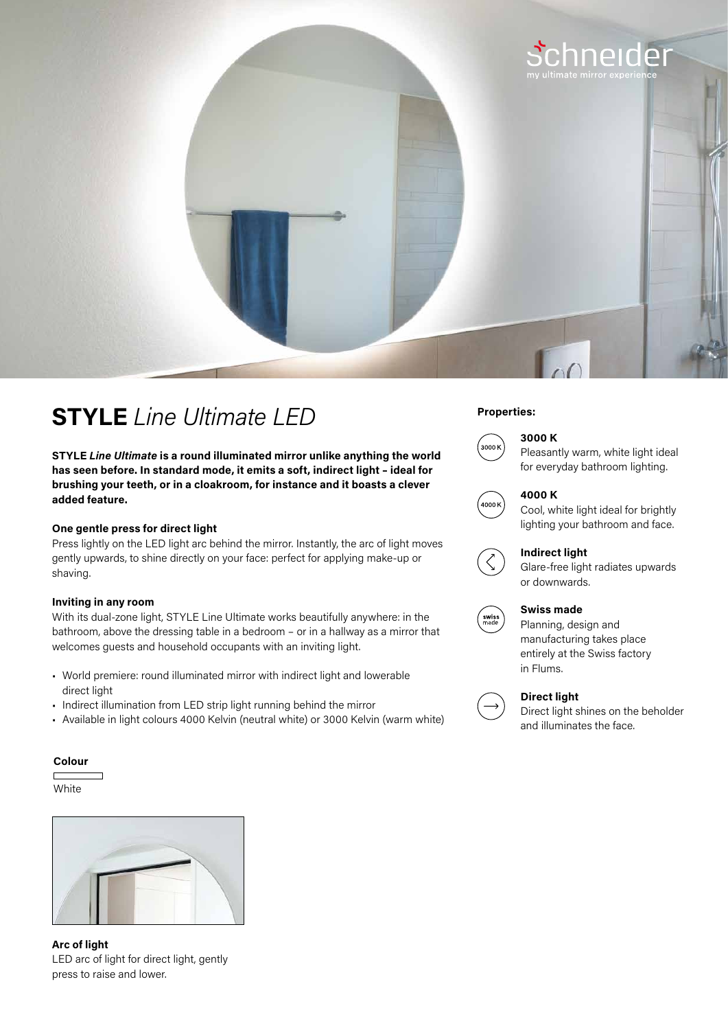# **STYLE** *Line Ultimate LED*

**STYLE *Line Ultimate* is a round illuminated mirror unlike anything the world has seen before. In standard mode, it emits a soft, indirect light – ideal for brushing your teeth, or in a cloakroom, for instance and it boasts a clever added feature.**

**One gentle press for direct light**
Press lightly on the LED light arc behind the mirror. Instantly, the arc of light moves gently upwards, to shine directly on your face: perfect for applying make-up or shaving.

**Inviting in any room**
With its dual-zone light, STYLE Line Ultimate works beautifully anywhere: in the bathroom, above the dressing table in a bedroom – or in a hallway as a mirror that welcomes guests and household occupants with an inviting light.

- World premiere: round illuminated mirror with indirect light and lowerable direct light
- Indirect illumination from LED strip light running behind the mirror
- Available in light colours 4000 Kelvin (neutral white) or 3000 Kelvin (warm white)

**Colour**

White

**Arc of light**
LED arc of light for direct light, gently press to raise and lower.

**Properties:**

**3000 K**
Pleasantly warm, white light ideal for everyday bathroom lighting.

**4000 K**
Cool, white light ideal for brightly lighting your bathroom and face.

**Indirect light**
Glare-free light radiates upwards or downwards.

**Swiss made**
Planning, design and manufacturing takes place entirely at the Swiss factory in Flums.

**Direct light**
Direct light shines on the beholder and illuminates the face.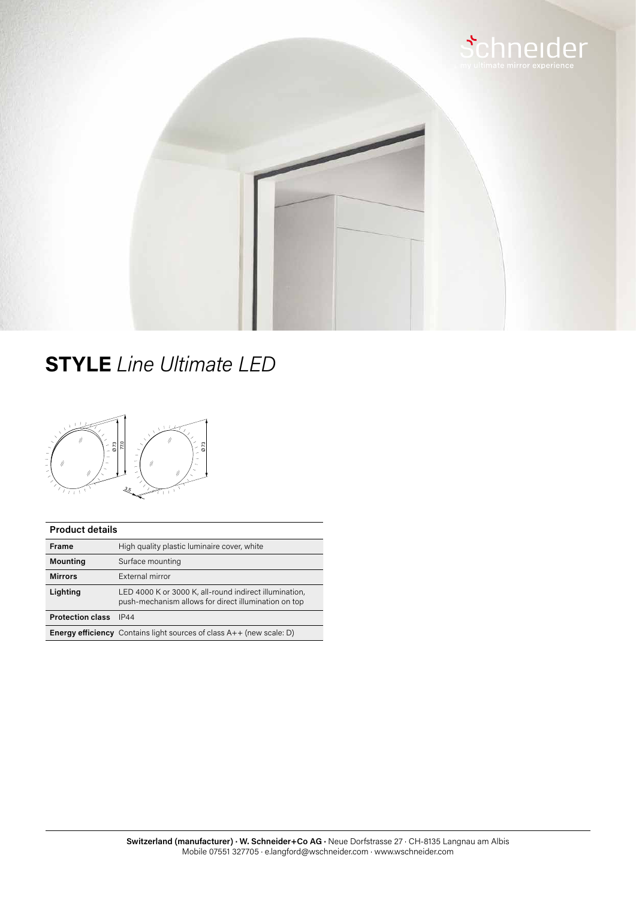## **STYLE** *Line Ultimate LED*

Ø 73

77.0

Ø 73

3.5

| Product details | |
|---|---|
| **Frame** | High quality plastic luminaire cover, white |
| **Mounting** | Surface mounting |
| **Mirrors** | External mirror |
| **Lighting** | LED 4000 K or 3000 K, all-round indirect illumination, push-mechanism allows for direct illumination on top |
| **Protection class** | IP44 |
| **Energy efficiency** | Contains light sources of class A++ (new scale: D) |

**Switzerland (manufacturer) · W. Schneider+Co AG ·** Neue Dorfstrasse 27 · CH-8135 Langnau am Albis
Mobile 07551 327705 · e.langford@wschneider.com · www.wschneider.com